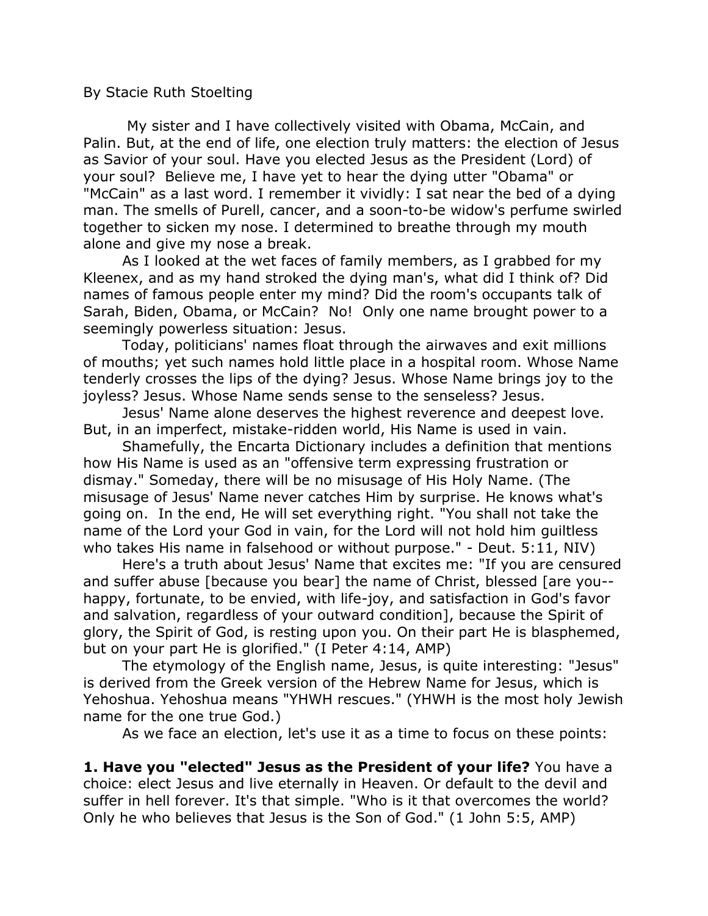By Stacie Ruth Stoelting

My sister and I have collectively visited with Obama, McCain, and Palin. But, at the end of life, one election truly matters: the election of Jesus as Savior of your soul. Have you elected Jesus as the President (Lord) of your soul? Believe me, I have yet to hear the dying utter "Obama" or "McCain" as a last word. I remember it vividly: I sat near the bed of a dying man. The smells of Purell, cancer, and a soon-to-be widow's perfume swirled together to sicken my nose. I determined to breathe through my mouth alone and give my nose a break.

As I looked at the wet faces of family members, as I grabbed for my Kleenex, and as my hand stroked the dying man's, what did I think of? Did names of famous people enter my mind? Did the room's occupants talk of Sarah, Biden, Obama, or McCain? No! Only one name brought power to a seemingly powerless situation: Jesus.

Today, politicians' names float through the airwaves and exit millions of mouths; yet such names hold little place in a hospital room. Whose Name tenderly crosses the lips of the dying? Jesus. Whose Name brings joy to the joyless? Jesus. Whose Name sends sense to the senseless? Jesus.

Jesus' Name alone deserves the highest reverence and deepest love. But, in an imperfect, mistake-ridden world, His Name is used in vain.

Shamefully, the Encarta Dictionary includes a definition that mentions how His Name is used as an "offensive term expressing frustration or dismay." Someday, there will be no misusage of His Holy Name. (The misusage of Jesus' Name never catches Him by surprise. He knows what's going on. In the end, He will set everything right. "You shall not take the name of the Lord your God in vain, for the Lord will not hold him guiltless who takes His name in falsehood or without purpose." - Deut. 5:11, NIV)

Here's a truth about Jesus' Name that excites me: "If you are censured and suffer abuse [because you bear] the name of Christ, blessed [are you--happy, fortunate, to be envied, with life-joy, and satisfaction in God's favor and salvation, regardless of your outward condition], because the Spirit of glory, the Spirit of God, is resting upon you. On their part He is blasphemed, but on your part He is glorified." (I Peter 4:14, AMP)

The etymology of the English name, Jesus, is quite interesting: "Jesus" is derived from the Greek version of the Hebrew Name for Jesus, which is Yehoshua. Yehoshua means "YHWH rescues." (YHWH is the most holy Jewish name for the one true God.)

As we face an election, let's use it as a time to focus on these points:

**1. Have you "elected" Jesus as the President of your life?** You have a choice: elect Jesus and live eternally in Heaven. Or default to the devil and suffer in hell forever. It's that simple. "Who is it that overcomes the world? Only he who believes that Jesus is the Son of God." (1 John 5:5, AMP)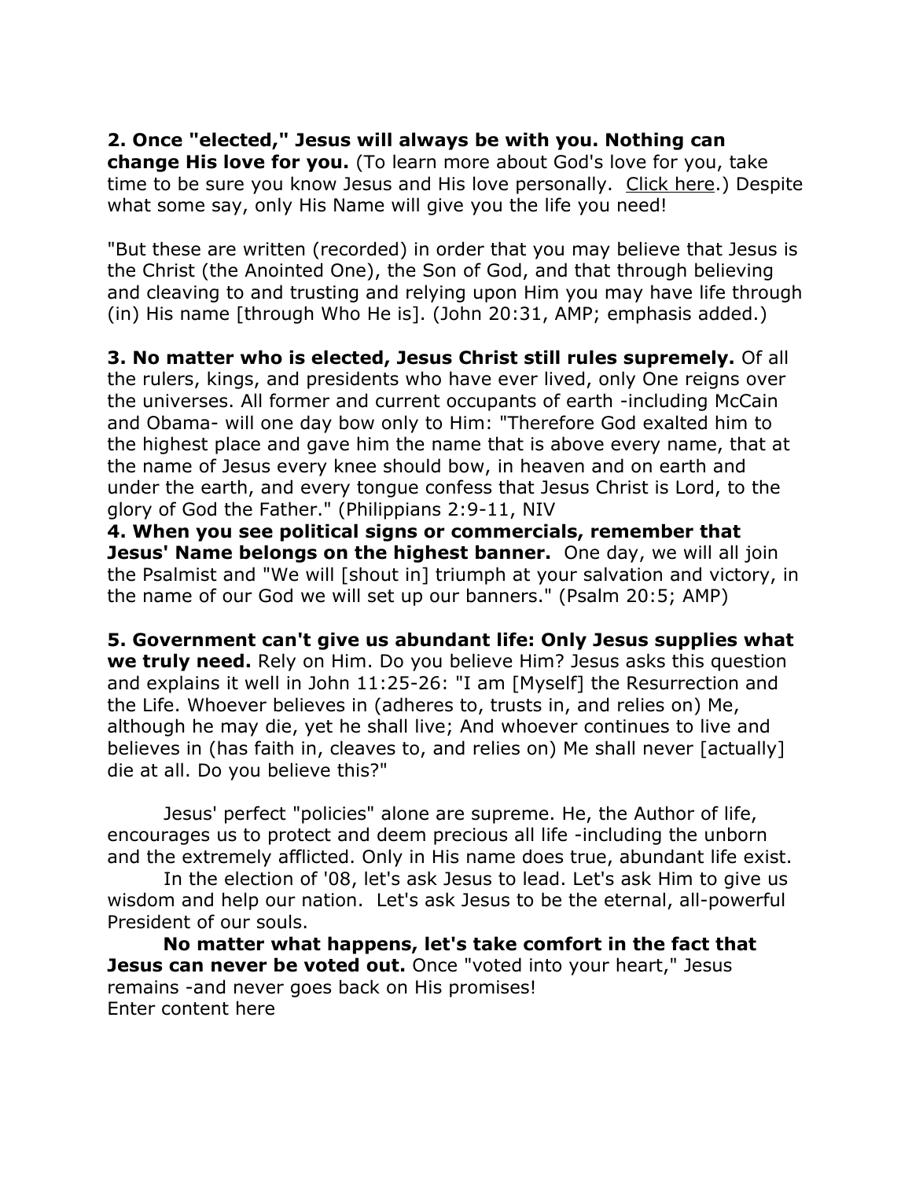**2. Once "elected," Jesus will always be with you. Nothing can change His love for you.** (To learn more about God's love for you, take time to be sure you know Jesus and His love personally. Click here.) Despite what some say, only His Name will give you the life you need!

"But these are written (recorded) in order that you may believe that Jesus is the Christ (the Anointed One), the Son of God, and that through believing and cleaving to and trusting and relying upon Him you may have life through (in) His name [through Who He is]. (John 20:31, AMP; emphasis added.)

**3. No matter who is elected, Jesus Christ still rules supremely.** Of all the rulers, kings, and presidents who have ever lived, only One reigns over the universes. All former and current occupants of earth -including McCain and Obama- will one day bow only to Him: "Therefore God exalted him to the highest place and gave him the name that is above every name, that at the name of Jesus every knee should bow, in heaven and on earth and under the earth, and every tongue confess that Jesus Christ is Lord, to the glory of God the Father." (Philippians 2:9-11, NIV

**4. When you see political signs or commercials, remember that Jesus' Name belongs on the highest banner.** One day, we will all join the Psalmist and "We will [shout in] triumph at your salvation and victory, in the name of our God we will set up our banners." (Psalm 20:5; AMP)

**5. Government can't give us abundant life: Only Jesus supplies what we truly need.** Rely on Him. Do you believe Him? Jesus asks this question and explains it well in John 11:25-26: "I am [Myself] the Resurrection and the Life. Whoever believes in (adheres to, trusts in, and relies on) Me, although he may die, yet he shall live; And whoever continues to live and believes in (has faith in, cleaves to, and relies on) Me shall never [actually] die at all. Do you believe this?"

Jesus' perfect "policies" alone are supreme. He, the Author of life, encourages us to protect and deem precious all life -including the unborn and the extremely afflicted. Only in His name does true, abundant life exist.

In the election of '08, let's ask Jesus to lead. Let's ask Him to give us wisdom and help our nation. Let's ask Jesus to be the eternal, all-powerful President of our souls.

**No matter what happens, let's take comfort in the fact that Jesus can never be voted out.** Once "voted into your heart," Jesus remains -and never goes back on His promises!
Enter content here